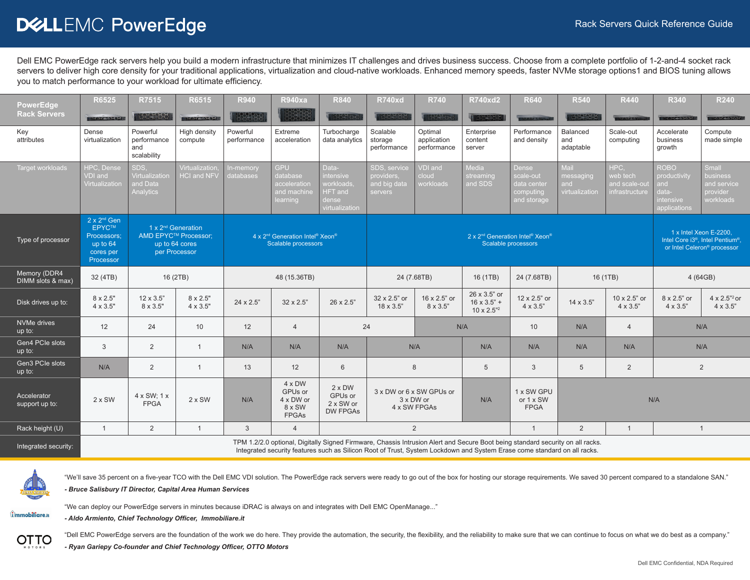# DELL EMC PowerEdge

Rack Servers Quick Reference Guide

Dell EMC PowerEdge rack servers help you build a modern infrastructure that minimizes IT challenges and drives business success. Choose from a complete portfolio of 1-2-and-4 socket rack servers to deliver high core density for your traditional applications, virtualization and cloud-native workloads. Enhanced memory speeds, faster NVMe storage options1 and BIOS tuning allows you to match performance to your workload for ultimate efficiency.

| PowerEdge Rack Servers | R6525 | R7515 | R6515 | R940 | R940xa | R840 | R740xd | R740 | R740xd2 | R640 | R540 | R440 | R340 | R240 |
|---|---|---|---|---|---|---|---|---|---|---|---|---|---|---|
| Key attributes | Dense virtualization | Powerful performance and scalability | High density compute | Powerful performance | Extreme acceleration | Turbocharge data analytics | Scalable storage performance | Optimal application performance | Enterprise content server | Performance and density | Balanced and adaptable | Scale-out computing | Accelerate business growth | Compute made simple |
| Target workloads | HPC, Dense VDI and Virtualization | SDS, Virtualization and Data Analytics | Virtualization, HCI and NFV | In-memory databases | GPU database acceleration and machine learning | Data-intensive workloads, HFT and dense virtualization | SDS, service providers, and big data servers | VDI and cloud workloads | Media streaming and SDS | Dense scale-out data center computing and storage | Mail messaging and virtualization | HPC, web tech and scale-out infrastructure | ROBO productivity and data-intensive applications | Small business and service provider workloads |
| Type of processor | 2 x 2nd Gen EPYC™ Processors; up to 64 cores per Processor | 1 x 2nd Generation AMD EPYC™ Processor; up to 64 cores per Processor | | 4 x 2nd Generation Intel® Xeon® Scalable processors | | | 2 x 2nd Generation Intel® Xeon® Scalable processors | | | | | | 1 x Intel Xeon E-2200, Intel Core i3®, Intel Pentium®, or Intel Celeron® processor | |
| Memory (DDR4 DIMM slots & max) | 32 (4TB) | 16 (2TB) | | 48 (15.36TB) | | | 24 (7.68TB) | | 16 (1TB) | 24 (7.68TB) | 16 (1TB) | | 4 (64GB) | |
| Disk drives up to: | 8 x 2.5" 4 x 3.5" | 12 x 3.5" 8 x 3.5" | 8 x 2.5" 4 x 3.5" | 24 x 2.5" | 32 x 2.5" | 26 x 2.5" | 32 x 2.5" or 18 x 3.5" | 16 x 2.5" or 8 x 3.5" | 26 x 3.5" or 16 x 3.5" + 10 x 2.5"[2] | 12 x 2.5" or 4 x 3.5" | 14 x 3.5" | 10 x 2.5" or 4 x 3.5" | 8 x 2.5" or 4 x 3.5" | 4 x 2.5"[2] or 4 x 3.5" |
| NVMe drives up to: | 12 | 24 | 10 | 12 | 4 | 24 | | N/A | | 10 | N/A | 4 | N/A | |
| Gen4 PCIe slots up to: | 3 | 2 | 1 | N/A | N/A | N/A | N/A | | N/A | N/A | N/A | N/A | N/A | |
| Gen3 PCIe slots up to: | N/A | 2 | 1 | 13 | 12 | 6 | 8 | | 5 | 3 | 5 | 2 | 2 | |
| Accelerator support up to: | 2 x SW | 4 x SW; 1 x FPGA | 2 x SW | N/A | 4 x DW GPUs or 4 x DW or 8 x SW FPGAs | 2 x DW GPUs or 2 x SW or DW FPGAs | 3 x DW or 6 x SW GPUs or 3 x DW or 4 x SW FPGAs | | N/A | 1 x SW GPU or 1 x SW FPGA | N/A | | | |
| Rack height (U) | 1 | 2 | 1 | 3 | 4 | 2 | | | | 1 | 2 | 1 | 1 | |
| Integrated security: | TPM 1.2/2.0 optional, Digitally Signed Firmware, Chassis Intrusion Alert and Secure Boot being standard security on all racks. Integrated security features such as Silicon Root of Trust, System Lockdown and System Erase come standard on all racks. | | | | | | | | | | | | | |

"We'll save 35 percent on a five-year TCO with the Dell EMC VDI solution. The PowerEdge rack servers were ready to go out of the box for hosting our storage requirements. We saved 30 percent compared to a standalone SAN."

*- Bruce Salisbury IT Director, Capital Area Human Services*

"We can deploy our PowerEdge servers in minutes because iDRAC is always on and integrates with Dell EMC OpenManage..."

*- Aldo Armiento, Chief Technology Officer, Immobiliare.it*

"Dell EMC PowerEdge servers are the foundation of the work we do here. They provide the automation, the security, the flexibility, and the reliability to make sure that we can continue to focus on what we do best as a company."

*- Ryan Gariepy Co-founder and Chief Technology Officer, OTTO Motors*

Dell EMC Confidential, NDA Required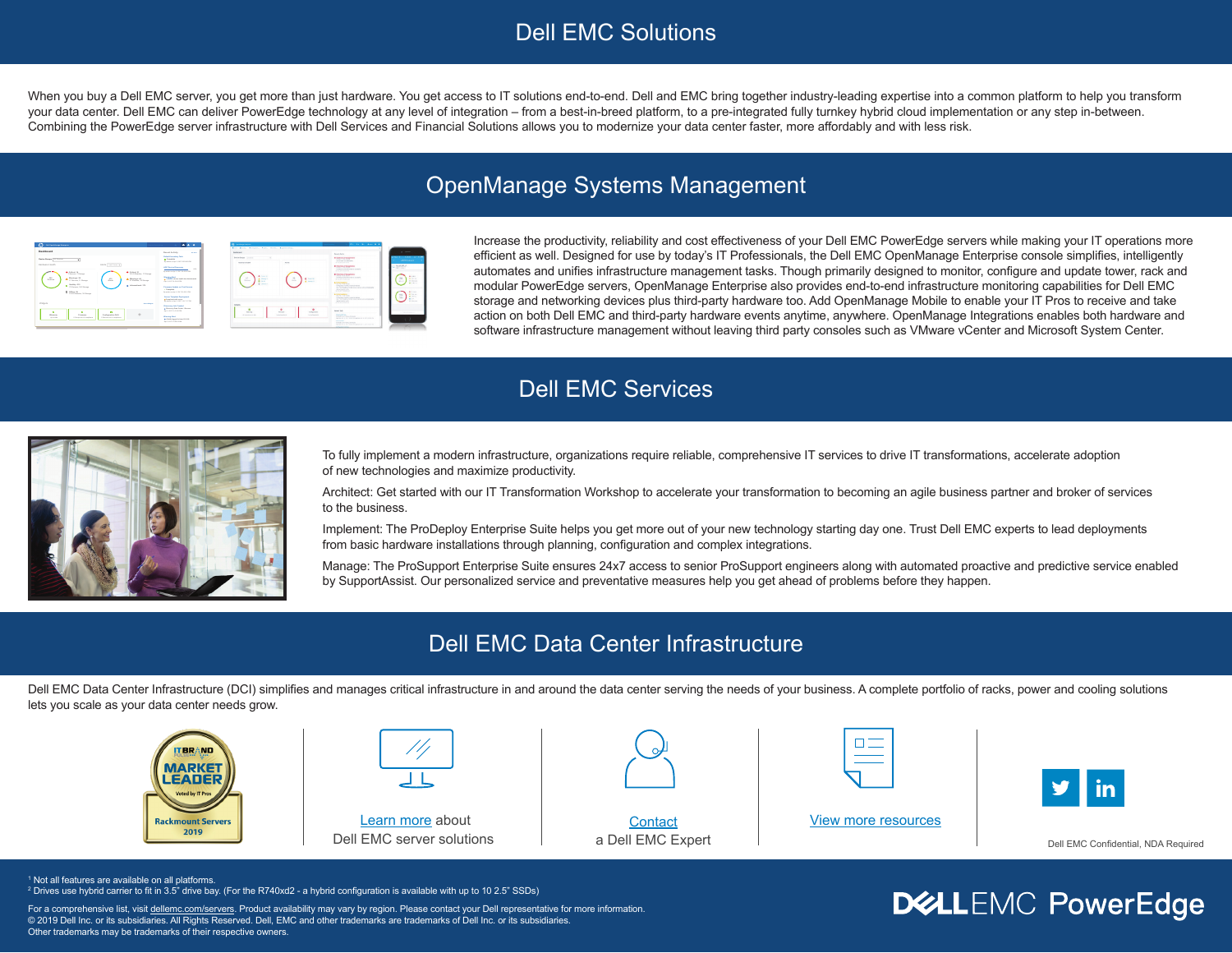# Dell EMC Solutions

When you buy a Dell EMC server, you get more than just hardware. You get access to IT solutions end-to-end. Dell and EMC bring together industry-leading expertise into a common platform to help you transform your data center. Dell EMC can deliver PowerEdge technology at any level of integration – from a best-in-breed platform, to a pre-integrated fully turnkey hybrid cloud implementation or any step in-between. Combining the PowerEdge server infrastructure with Dell Services and Financial Solutions allows you to modernize your data center faster, more affordably and with less risk.

# OpenManage Systems Management

Increase the productivity, reliability and cost effectiveness of your Dell EMC PowerEdge servers while making your IT operations more efficient as well. Designed for use by today's IT Professionals, the Dell EMC OpenManage Enterprise console simplifies, intelligently automates and unifies infrastructure management tasks. Though primarily designed to monitor, configure and update tower, rack and modular PowerEdge servers, OpenManage Enterprise also provides end-to-end infrastructure monitoring capabilities for Dell EMC storage and networking devices plus third-party hardware too. Add OpenManage Mobile to enable your IT Pros to receive and take action on both Dell EMC and third-party hardware events anytime, anywhere. OpenManage Integrations enables both hardware and software infrastructure management without leaving third party consoles such as VMware vCenter and Microsoft System Center.

# Dell EMC Services

To fully implement a modern infrastructure, organizations require reliable, comprehensive IT services to drive IT transformations, accelerate adoption of new technologies and maximize productivity.

Architect: Get started with our IT Transformation Workshop to accelerate your transformation to becoming an agile business partner and broker of services to the business.

Implement: The ProDeploy Enterprise Suite helps you get more out of your new technology starting day one. Trust Dell EMC experts to lead deployments from basic hardware installations through planning, configuration and complex integrations.

Manage: The ProSupport Enterprise Suite ensures 24x7 access to senior ProSupport engineers along with automated proactive and predictive service enabled by SupportAssist. Our personalized service and preventative measures help you get ahead of problems before they happen.

# Dell EMC Data Center Infrastructure

Dell EMC Data Center Infrastructure (DCI) simplifies and manages critical infrastructure in and around the data center serving the needs of your business. A complete portfolio of racks, power and cooling solutions lets you scale as your data center needs grow.

IT BRAND MARKET LEADER Voted by IT Pros Rackmount Servers 2019

Learn more about Dell EMC server solutions

Contact a Dell EMC Expert

View more resources

Dell EMC Confidential, NDA Required

[1] Not all features are available on all platforms.
[2] Drives use hybrid carrier to fit in 3.5" drive bay. (For the R740xd2 - a hybrid configuration is available with up to 10 2.5" SSDs)

For a comprehensive list, visit dellemc.com/servers. Product availability may vary by region. Please contact your Dell representative for more information.
© 2019 Dell Inc. or its subsidiaries. All Rights Reserved. Dell, EMC and other trademarks are trademarks of Dell Inc. or its subsidiaries.
Other trademarks may be trademarks of their respective owners.

DELL EMC PowerEdge